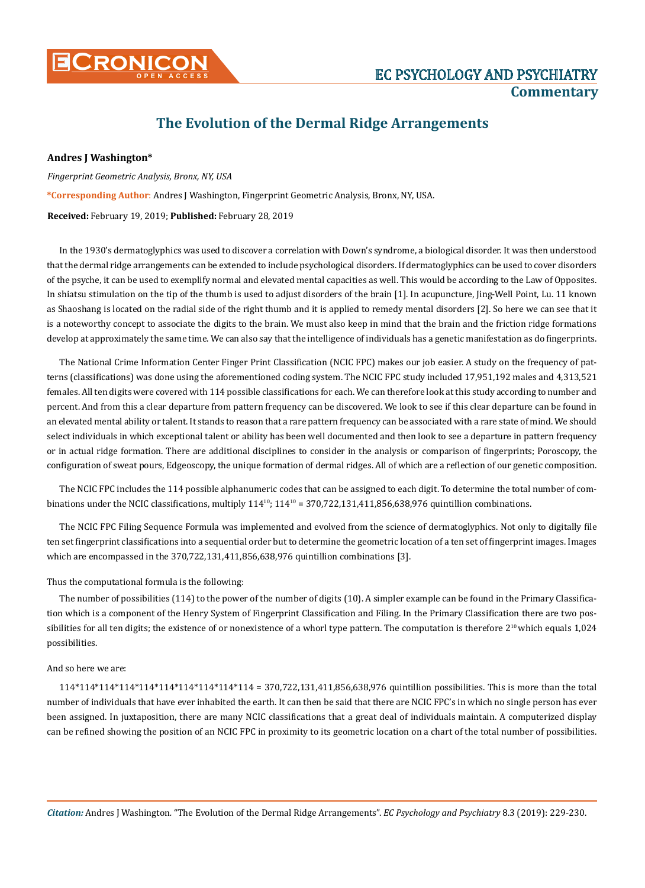# The Evolution of the Dermal Ridge Arrangements

**Andres J Washington***

*Fingerprint Geometric Analysis, Bronx, NY, USA*

***Corresponding Author**: Andres J Washington, Fingerprint Geometric Analysis, Bronx, NY, USA.

**Received:** February 19, 2019; **Published:** February 28, 2019

In the 1930's dermatoglyphics was used to discover a correlation with Down's syndrome, a biological disorder. It was then understood that the dermal ridge arrangements can be extended to include psychological disorders. If dermatoglyphics can be used to cover disorders of the psyche, it can be used to exemplify normal and elevated mental capacities as well. This would be according to the Law of Opposites. In shiatsu stimulation on the tip of the thumb is used to adjust disorders of the brain [1]. In acupuncture, Jing-Well Point, Lu. 11 known as Shaoshang is located on the radial side of the right thumb and it is applied to remedy mental disorders [2]. So here we can see that it is a noteworthy concept to associate the digits to the brain. We must also keep in mind that the brain and the friction ridge formations develop at approximately the same time. We can also say that the intelligence of individuals has a genetic manifestation as do fingerprints.

The National Crime Information Center Finger Print Classification (NCIC FPC) makes our job easier. A study on the frequency of patterns (classifications) was done using the aforementioned coding system. The NCIC FPC study included 17,951,192 males and 4,313,521 females. All ten digits were covered with 114 possible classifications for each. We can therefore look at this study according to number and percent. And from this a clear departure from pattern frequency can be discovered. We look to see if this clear departure can be found in an elevated mental ability or talent. It stands to reason that a rare pattern frequency can be associated with a rare state of mind. We should select individuals in which exceptional talent or ability has been well documented and then look to see a departure in pattern frequency or in actual ridge formation. There are additional disciplines to consider in the analysis or comparison of fingerprints; Poroscopy, the configuration of sweat pours, Edgeoscopy, the unique formation of dermal ridges. All of which are a reflection of our genetic composition.

The NCIC FPC includes the 114 possible alphanumeric codes that can be assigned to each digit. To determine the total number of combinations under the NCIC classifications, multiply $114^{10}$; $114^{10}$ = 370,722,131,411,856,638,976 quintillion combinations.

The NCIC FPC Filing Sequence Formula was implemented and evolved from the science of dermatoglyphics. Not only to digitally file ten set fingerprint classifications into a sequential order but to determine the geometric location of a ten set of fingerprint images. Images which are encompassed in the 370,722,131,411,856,638,976 quintillion combinations [3].

Thus the computational formula is the following:

The number of possibilities (114) to the power of the number of digits (10). A simpler example can be found in the Primary Classification which is a component of the Henry System of Fingerprint Classification and Filing. In the Primary Classification there are two possibilities for all ten digits; the existence of or nonexistence of a whorl type pattern. The computation is therefore $2^{10}$ which equals 1,024 possibilities.

And so here we are:

114*114*114*114*114*114*114*114*114*114 = 370,722,131,411,856,638,976 quintillion possibilities. This is more than the total number of individuals that have ever inhabited the earth. It can then be said that there are NCIC FPC's in which no single person has ever been assigned. In juxtaposition, there are many NCIC classifications that a great deal of individuals maintain. A computerized display can be refined showing the position of an NCIC FPC in proximity to its geometric location on a chart of the total number of possibilities.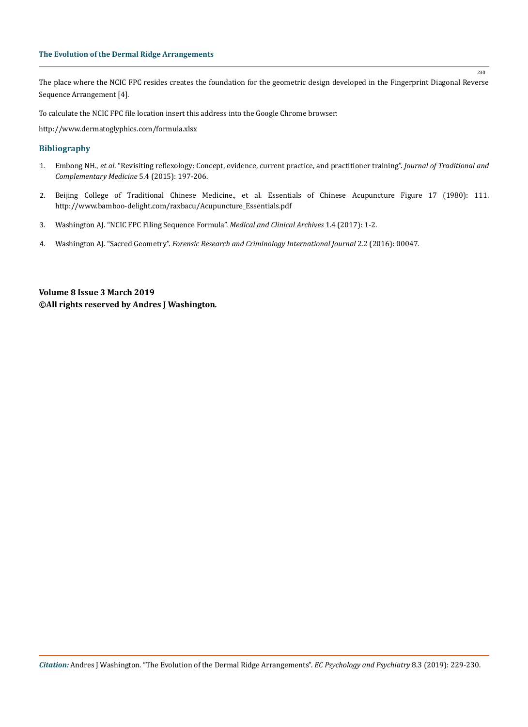The place where the NCIC FPC resides creates the foundation for the geometric design developed in the Fingerprint Diagonal Reverse Sequence Arrangement [4].

To calculate the NCIC FPC file location insert this address into the Google Chrome browser:

http://www.dermatoglyphics.com/formula.xlsx

## Bibliography

1. Embong NH., *et al*. "Revisiting reflexology: Concept, evidence, current practice, and practitioner training". *Journal of Traditional and Complementary Medicine* 5.4 (2015): 197-206.
2. Beijing College of Traditional Chinese Medicine., et al. Essentials of Chinese Acupuncture Figure 17 (1980): 111. http://www.bamboo-delight.com/raxbacu/Acupuncture_Essentials.pdf
3. Washington AJ. "NCIC FPC Filing Sequence Formula". *Medical and Clinical Archives* 1.4 (2017): 1-2.
4. Washington AJ. "Sacred Geometry". *Forensic Research and Criminology International Journal* 2.2 (2016): 00047.

**Volume 8 Issue 3 March 2019**
**©All rights reserved by Andres J Washington.**